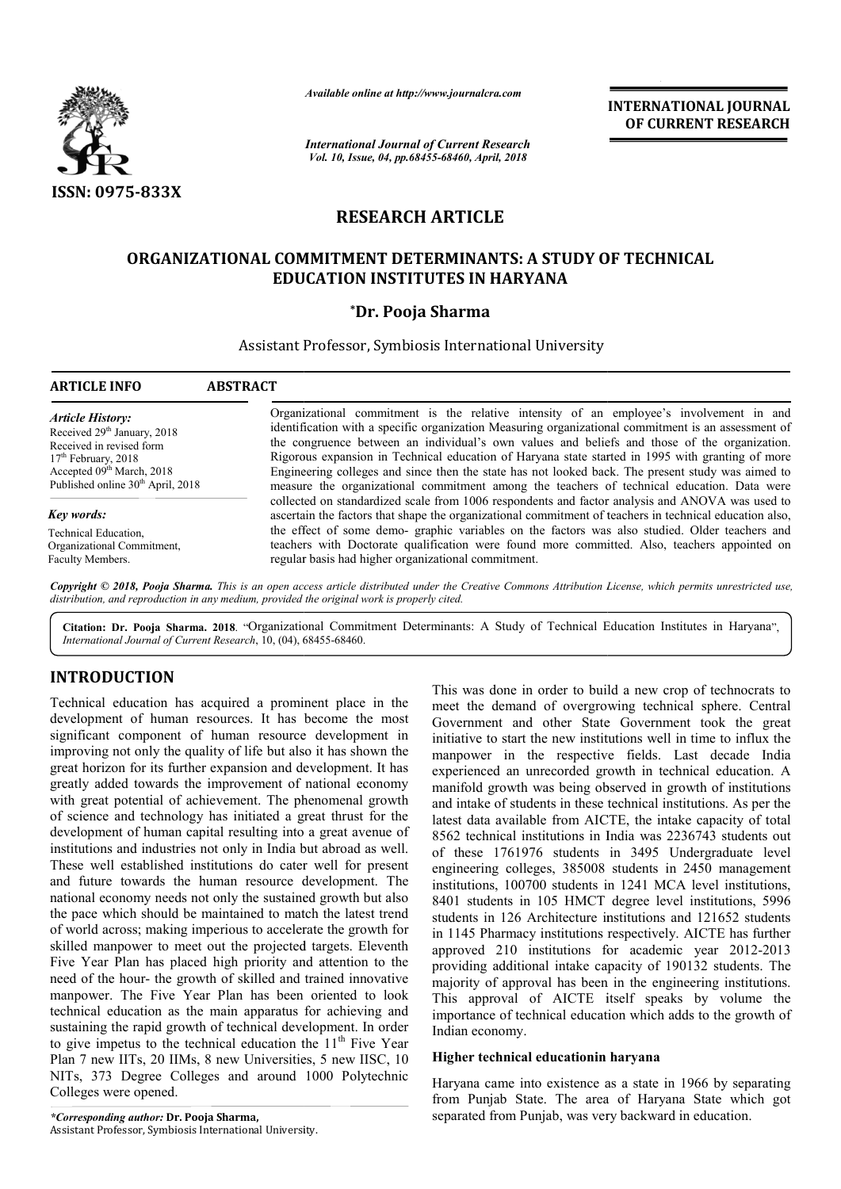# RESEARCH ARTICLE

## ORGANIZATIONAL COMMITMENT DETERMINANTS: A STUDY OF TECHNICAL EDUCATION INSTITUTES IN HARYANA

**\*Dr. Pooja Sharma**

Assistant Professor, Symbiosis International University

**ARTICLE INFO**

*Article History:*

Received 29th January, 2018
Received in revised form 17th February, 2018
Accepted 09th March, 2018
Published online 30th April, 2018

*Key words:*

Technical Education, Organizational Commitment, Faculty Members.

**ABSTRACT**

Organizational commitment is the relative intensity of an employee's involvement in and identification with a specific organization Measuring organizational commitment is an assessment of the congruence between an individual's own values and beliefs and those of the organization. Rigorous expansion in Technical education of Haryana state started in 1995 with granting of more Engineering colleges and since then the state has not looked back. The present study was aimed to measure the organizational commitment among the teachers of technical education. Data were collected on standardized scale from 1006 respondents and factor analysis and ANOVA was used to ascertain the factors that shape the organizational commitment of teachers in technical education also, the effect of some demo- graphic variables on the factors was also studied. Older teachers and teachers with Doctorate qualification were found more committed. Also, teachers appointed on regular basis had higher organizational commitment.

*Copyright © 2018, Pooja Sharma. This is an open access article distributed under the Creative Commons Attribution License, which permits unrestricted use, distribution, and reproduction in any medium, provided the original work is properly cited.*

**Citation: Dr. Pooja Sharma. 2018**. "Organizational Commitment Determinants: A Study of Technical Education Institutes in Haryana", *International Journal of Current Research*, 10, (04), 68455-68460.

# INTRODUCTION

Technical education has acquired a prominent place in the development of human resources. It has become the most significant component of human resource development in improving not only the quality of life but also it has shown the great horizon for its further expansion and development. It has greatly added towards the improvement of national economy with great potential of achievement. The phenomenal growth of science and technology has initiated a great thrust for the development of human capital resulting into a great avenue of institutions and industries not only in India but abroad as well. These well established institutions do cater well for present and future towards the human resource development. The national economy needs not only the sustained growth but also the pace which should be maintained to match the latest trend of world across; making imperious to accelerate the growth for skilled manpower to meet out the projected targets. Eleventh Five Year Plan has placed high priority and attention to the need of the hour- the growth of skilled and trained innovative manpower. The Five Year Plan has been oriented to look technical education as the main apparatus for achieving and sustaining the rapid growth of technical development. In order to give impetus to the technical education the 11th Five Year Plan 7 new IITs, 20 IIMs, 8 new Universities, 5 new IISC, 10 NITs, 373 Degree Colleges and around 1000 Polytechnic Colleges were opened.

This was done in order to build a new crop of technocrats to meet the demand of overgrowing technical sphere. Central Government and other State Government took the great initiative to start the new institutions well in time to influx the manpower in the respective fields. Last decade India experienced an unrecorded growth in technical education. A manifold growth was being observed in growth of institutions and intake of students in these technical institutions. As per the latest data available from AICTE, the intake capacity of total 8562 technical institutions in India was 2236743 students out of these 1761976 students in 3495 Undergraduate level engineering colleges, 385008 students in 2450 management institutions, 100700 students in 1241 MCA level institutions, 8401 students in 105 HMCT degree level institutions, 5996 students in 126 Architecture institutions and 121652 students in 1145 Pharmacy institutions respectively. AICTE has further approved 210 institutions for academic year 2012-2013 providing additional intake capacity of 190132 students. The majority of approval has been in the engineering institutions. This approval of AICTE itself speaks by volume the importance of technical education which adds to the growth of Indian economy.

### Higher technical educationin haryana

Haryana came into existence as a state in 1966 by separating from Punjab State. The area of Haryana State which got separated from Punjab, was very backward in education.

*\*Corresponding author:* **Dr. Pooja Sharma,**
Assistant Professor, Symbiosis International University.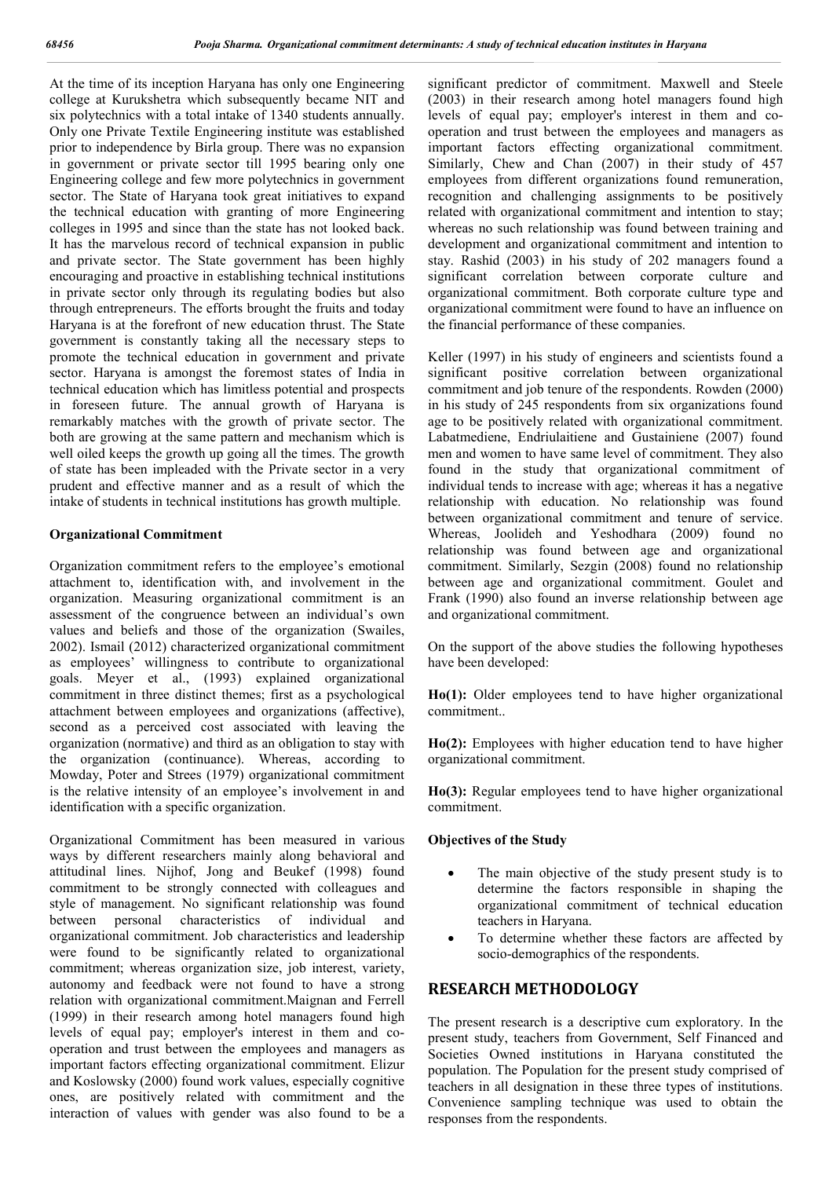At the time of its inception Haryana has only one Engineering college at Kurukshetra which subsequently became NIT and six polytechnics with a total intake of 1340 students annually. Only one Private Textile Engineering institute was established prior to independence by Birla group. There was no expansion in government or private sector till 1995 bearing only one Engineering college and few more polytechnics in government sector. The State of Haryana took great initiatives to expand the technical education with granting of more Engineering colleges in 1995 and since than the state has not looked back. It has the marvelous record of technical expansion in public and private sector. The State government has been highly encouraging and proactive in establishing technical institutions in private sector only through its regulating bodies but also through entrepreneurs. The efforts brought the fruits and today Haryana is at the forefront of new education thrust. The State government is constantly taking all the necessary steps to promote the technical education in government and private sector. Haryana is amongst the foremost states of India in technical education which has limitless potential and prospects in foreseen future. The annual growth of Haryana is remarkably matches with the growth of private sector. The both are growing at the same pattern and mechanism which is well oiled keeps the growth up going all the times. The growth of state has been impleaded with the Private sector in a very prudent and effective manner and as a result of which the intake of students in technical institutions has growth multiple.

**Organizational Commitment**

Organization commitment refers to the employee's emotional attachment to, identification with, and involvement in the organization. Measuring organizational commitment is an assessment of the congruence between an individual's own values and beliefs and those of the organization (Swailes, 2002). Ismail (2012) characterized organizational commitment as employees' willingness to contribute to organizational goals. Meyer et al., (1993) explained organizational commitment in three distinct themes; first as a psychological attachment between employees and organizations (affective), second as a perceived cost associated with leaving the organization (normative) and third as an obligation to stay with the organization (continuance). Whereas, according to Mowday, Poter and Strees (1979) organizational commitment is the relative intensity of an employee's involvement in and identification with a specific organization.

Organizational Commitment has been measured in various ways by different researchers mainly along behavioral and attitudinal lines. Nijhof, Jong and Beukef (1998) found commitment to be strongly connected with colleagues and style of management. No significant relationship was found between personal characteristics of individual and organizational commitment. Job characteristics and leadership were found to be significantly related to organizational commitment; whereas organization size, job interest, variety, autonomy and feedback were not found to have a strong relation with organizational commitment.Maignan and Ferrell (1999) in their research among hotel managers found high levels of equal pay; employer's interest in them and co-operation and trust between the employees and managers as important factors effecting organizational commitment. Elizur and Koslowsky (2000) found work values, especially cognitive ones, are positively related with commitment and the interaction of values with gender was also found to be a significant predictor of commitment. Maxwell and Steele (2003) in their research among hotel managers found high levels of equal pay; employer's interest in them and co-operation and trust between the employees and managers as important factors effecting organizational commitment. Similarly, Chew and Chan (2007) in their study of 457 employees from different organizations found remuneration, recognition and challenging assignments to be positively related with organizational commitment and intention to stay; whereas no such relationship was found between training and development and organizational commitment and intention to stay. Rashid (2003) in his study of 202 managers found a significant correlation between corporate culture and organizational commitment. Both corporate culture type and organizational commitment were found to have an influence on the financial performance of these companies.

Keller (1997) in his study of engineers and scientists found a significant positive correlation between organizational commitment and job tenure of the respondents. Rowden (2000) in his study of 245 respondents from six organizations found age to be positively related with organizational commitment. Labatmediene, Endriulaitiene and Gustainiene (2007) found men and women to have same level of commitment. They also found in the study that organizational commitment of individual tends to increase with age; whereas it has a negative relationship with education. No relationship was found between organizational commitment and tenure of service. Whereas, Joolideh and Yeshodhara (2009) found no relationship was found between age and organizational commitment. Similarly, Sezgin (2008) found no relationship between age and organizational commitment. Goulet and Frank (1990) also found an inverse relationship between age and organizational commitment.

On the support of the above studies the following hypotheses have been developed:

**Ho(1):** Older employees tend to have higher organizational commitment..

**Ho(2):** Employees with higher education tend to have higher organizational commitment.

**Ho(3):** Regular employees tend to have higher organizational commitment.

**Objectives of the Study**

- The main objective of the study present study is to determine the factors responsible in shaping the organizational commitment of technical education teachers in Haryana.
- To determine whether these factors are affected by socio-demographics of the respondents.

## RESEARCH METHODOLOGY

The present research is a descriptive cum exploratory. In the present study, teachers from Government, Self Financed and Societies Owned institutions in Haryana constituted the population. The Population for the present study comprised of teachers in all designation in these three types of institutions. Convenience sampling technique was used to obtain the responses from the respondents.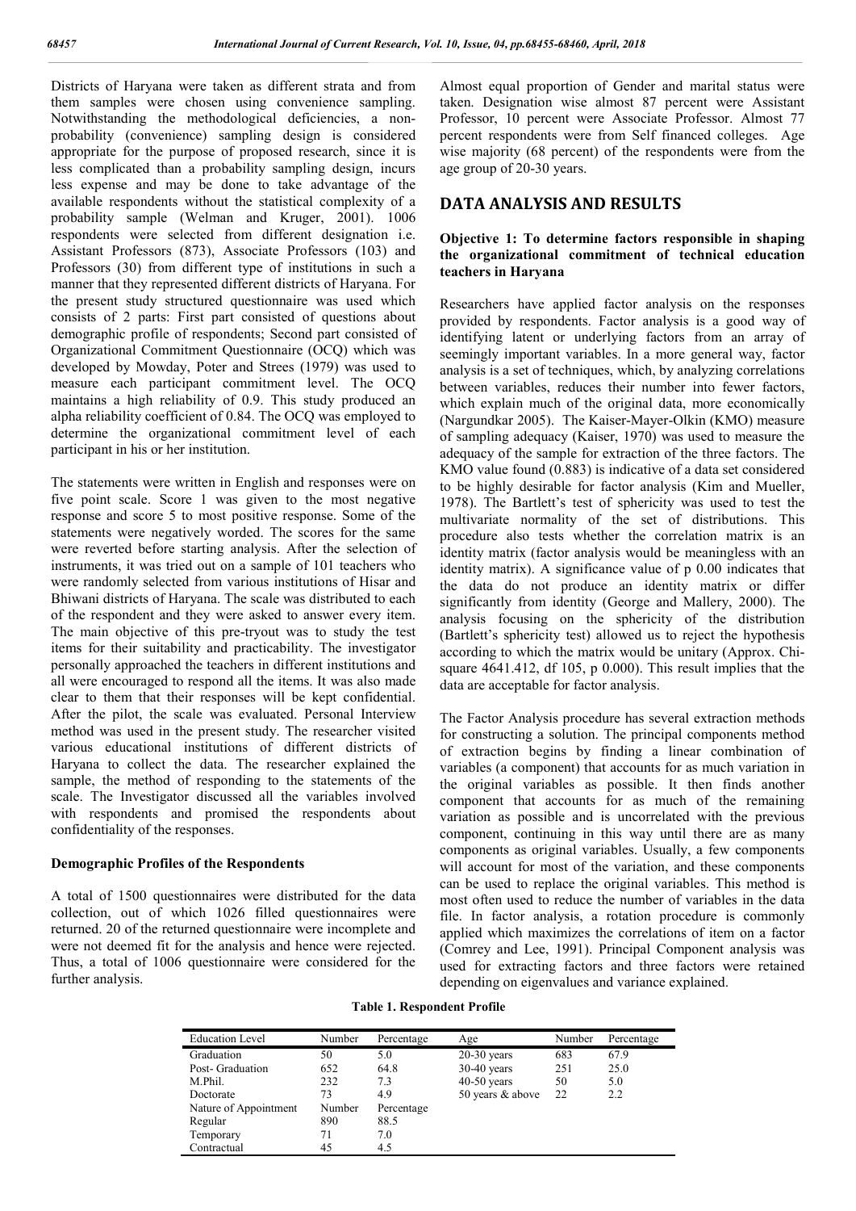Districts of Haryana were taken as different strata and from them samples were chosen using convenience sampling. Notwithstanding the methodological deficiencies, a non-probability (convenience) sampling design is considered appropriate for the purpose of proposed research, since it is less complicated than a probability sampling design, incurs less expense and may be done to take advantage of the available respondents without the statistical complexity of a probability sample (Welman and Kruger, 2001). 1006 respondents were selected from different designation i.e. Assistant Professors (873), Associate Professors (103) and Professors (30) from different type of institutions in such a manner that they represented different districts of Haryana. For the present study structured questionnaire was used which consists of 2 parts: First part consisted of questions about demographic profile of respondents; Second part consisted of Organizational Commitment Questionnaire (OCQ) which was developed by Mowday, Poter and Strees (1979) was used to measure each participant commitment level. The OCQ maintains a high reliability of 0.9. This study produced an alpha reliability coefficient of 0.84. The OCQ was employed to determine the organizational commitment level of each participant in his or her institution.

The statements were written in English and responses were on five point scale. Score 1 was given to the most negative response and score 5 to most positive response. Some of the statements were negatively worded. The scores for the same were reverted before starting analysis. After the selection of instruments, it was tried out on a sample of 101 teachers who were randomly selected from various institutions of Hisar and Bhiwani districts of Haryana. The scale was distributed to each of the respondent and they were asked to answer every item. The main objective of this pre-tryout was to study the test items for their suitability and practicability. The investigator personally approached the teachers in different institutions and all were encouraged to respond all the items. It was also made clear to them that their responses will be kept confidential. After the pilot, the scale was evaluated. Personal Interview method was used in the present study. The researcher visited various educational institutions of different districts of Haryana to collect the data. The researcher explained the sample, the method of responding to the statements of the scale. The Investigator discussed all the variables involved with respondents and promised the respondents about confidentiality of the responses.

### Demographic Profiles of the Respondents

A total of 1500 questionnaires were distributed for the data collection, out of which 1026 filled questionnaires were returned. 20 of the returned questionnaire were incomplete and were not deemed fit for the analysis and hence were rejected. Thus, a total of 1006 questionnaire were considered for the further analysis.

Almost equal proportion of Gender and marital status were taken. Designation wise almost 87 percent were Assistant Professor, 10 percent were Associate Professor. Almost 77 percent respondents were from Self financed colleges. Age wise majority (68 percent) of the respondents were from the age group of 20-30 years.

## DATA ANALYSIS AND RESULTS

### Objective 1: To determine factors responsible in shaping the organizational commitment of technical education teachers in Haryana

Researchers have applied factor analysis on the responses provided by respondents. Factor analysis is a good way of identifying latent or underlying factors from an array of seemingly important variables. In a more general way, factor analysis is a set of techniques, which, by analyzing correlations between variables, reduces their number into fewer factors, which explain much of the original data, more economically (Nargundkar 2005). The Kaiser-Mayer-Olkin (KMO) measure of sampling adequacy (Kaiser, 1970) was used to measure the adequacy of the sample for extraction of the three factors. The KMO value found (0.883) is indicative of a data set considered to be highly desirable for factor analysis (Kim and Mueller, 1978). The Bartlett's test of sphericity was used to test the multivariate normality of the set of distributions. This procedure also tests whether the correlation matrix is an identity matrix (factor analysis would be meaningless with an identity matrix). A significance value of p 0.00 indicates that the data do not produce an identity matrix or differ significantly from identity (George and Mallery, 2000). The analysis focusing on the sphericity of the distribution (Bartlett's sphericity test) allowed us to reject the hypothesis according to which the matrix would be unitary (Approx. Chi-square 4641.412, df 105, p 0.000). This result implies that the data are acceptable for factor analysis.

The Factor Analysis procedure has several extraction methods for constructing a solution. The principal components method of extraction begins by finding a linear combination of variables (a component) that accounts for as much variation in the original variables as possible. It then finds another component that accounts for as much of the remaining variation as possible and is uncorrelated with the previous component, continuing in this way until there are as many components as original variables. Usually, a few components will account for most of the variation, and these components can be used to replace the original variables. This method is most often used to reduce the number of variables in the data file. In factor analysis, a rotation procedure is commonly applied which maximizes the correlations of item on a factor (Comrey and Lee, 1991). Principal Component analysis was used for extracting factors and three factors were retained depending on eigenvalues and variance explained.

**Table 1. Respondent Profile**

| Education Level | Number | Percentage | Age | Number | Percentage |
|---|---|---|---|---|---|
| Graduation | 50 | 5.0 | 20-30 years | 683 | 67.9 |
| Post- Graduation | 652 | 64.8 | 30-40 years | 251 | 25.0 |
| M.Phil. | 232 | 7.3 | 40-50 years | 50 | 5.0 |
| Doctorate | 73 | 4.9 | 50 years & above | 22 | 2.2 |
| Nature of Appointment | Number | Percentage | | | |
| Regular | 890 | 88.5 | | | |
| Temporary | 71 | 7.0 | | | |
| Contractual | 45 | 4.5 | | | |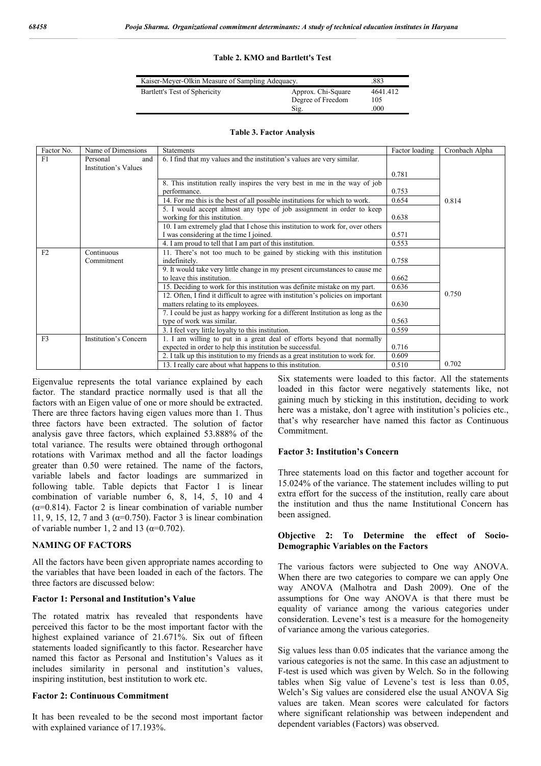**Table 2. KMO and Bartlett's Test**

| Kaiser-Meyer-Olkin Measure of Sampling Adequacy. | | .883 |
|---|---|---|
| Bartlett's Test of Sphericity | Approx. Chi-Square | 4641.412 |
| | Degree of Freedom | 105 |
| | Sig. | .000 |

**Table 3. Factor Analysis**

| Factor No. | Name of Dimensions | Statements | Factor loading | Cronbach Alpha |
|---|---|---|---|---|
| F1 | Personal and Institution's Values | 6. I find that my values and the institution's values are very similar. | 0.781 | 0.814 |
| | | 8. This institution really inspires the very best in me in the way of job performance. | 0.753 | |
| | | 14. For me this is the best of all possible institutions for which to work. | 0.654 | |
| | | 5. I would accept almost any type of job assignment in order to keep working for this institution. | 0.638 | |
| | | 10. I am extremely glad that I chose this institution to work for, over others I was considering at the time I joined. | 0.571 | |
| | | 4. I am proud to tell that I am part of this institution. | 0.553 | |
| F2 | Continuous Commitment | 11. There's not too much to be gained by sticking with this institution indefinitely. | 0.758 | 0.750 |
| | | 9. It would take very little change in my present circumstances to cause me to leave this institution. | 0.662 | |
| | | 15. Deciding to work for this institution was definite mistake on my part. | 0.636 | |
| | | 12. Often, I find it difficult to agree with institution's policies on important matters relating to its employees. | 0.630 | |
| | | 7. I could be just as happy working for a different Institution as long as the type of work was similar. | 0.563 | |
| | | 3. I feel very little loyalty to this institution. | 0.559 | |
| F3 | Institution's Concern | 1. I am willing to put in a great deal of efforts beyond that normally expected in order to help this institution be successful. | 0.716 | 0.702 |
| | | 2. I talk up this institution to my friends as a great institution to work for. | 0.609 | |
| | | 13. I really care about what happens to this institution. | 0.510 | |

Eigenvalue represents the total variance explained by each factor. The standard practice normally used is that all the factors with an Eigen value of one or more should be extracted. There are three factors having eigen values more than 1. Thus three factors have been extracted. The solution of factor analysis gave three factors, which explained 53.888% of the total variance. The results were obtained through orthogonal rotations with Varimax method and all the factor loadings greater than 0.50 were retained. The name of the factors, variable labels and factor loadings are summarized in following table. Table depicts that Factor 1 is linear combination of variable number 6, 8, 14, 5, 10 and 4 ($\alpha$=0.814). Factor 2 is linear combination of variable number 11, 9, 15, 12, 7 and 3 ($\alpha$=0.750). Factor 3 is linear combination of variable number 1, 2 and 13 ($\alpha$=0.702).

## NAMING OF FACTORS

All the factors have been given appropriate names according to the variables that have been loaded in each of the factors. The three factors are discussed below:

### Factor 1: Personal and Institution's Value

The rotated matrix has revealed that respondents have perceived this factor to be the most important factor with the highest explained variance of 21.671%. Six out of fifteen statements loaded significantly to this factor. Researcher have named this factor as Personal and Institution's Values as it includes similarity in personal and institution's values, inspiring institution, best institution to work etc.

### Factor 2: Continuous Commitment

It has been revealed to be the second most important factor with explained variance of 17.193%. Six statements were loaded to this factor. All the statements loaded in this factor were negatively statements like, not gaining much by sticking in this institution, deciding to work here was a mistake, don't agree with institution's policies etc., that's why researcher have named this factor as Continuous Commitment.

### Factor 3: Institution's Concern

Three statements load on this factor and together account for 15.024% of the variance. The statement includes willing to put extra effort for the success of the institution, really care about the institution and thus the name Institutional Concern has been assigned.

### Objective 2: To Determine the effect of Socio-Demographic Variables on the Factors

The various factors were subjected to One way ANOVA. When there are two categories to compare we can apply One way ANOVA (Malhotra and Dash 2009). One of the assumptions for One way ANOVA is that there must be equality of variance among the various categories under consideration. Levene's test is a measure for the homogeneity of variance among the various categories.

Sig values less than 0.05 indicates that the variance among the various categories is not the same. In this case an adjustment to F-test is used which was given by Welch. So in the following tables when Sig value of Levene's test is less than 0.05, Welch's Sig values are considered else the usual ANOVA Sig values are taken. Mean scores were calculated for factors where significant relationship was between independent and dependent variables (Factors) was observed.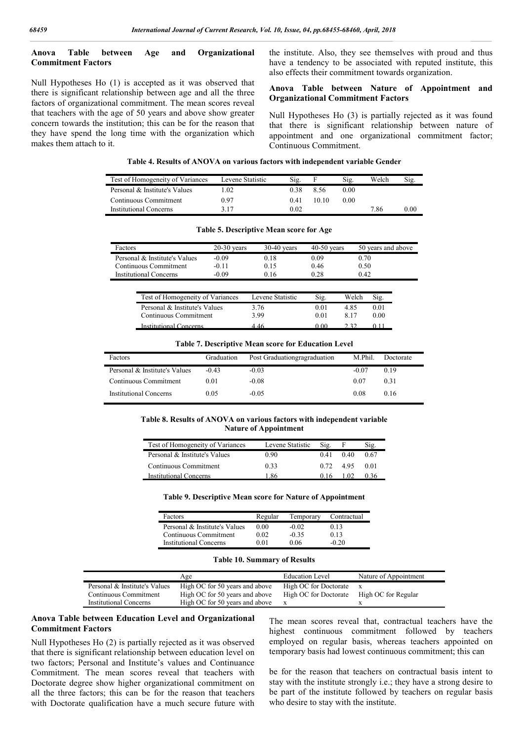## Anova Table between Age and Organizational Commitment Factors

Null Hypotheses Ho (1) is accepted as it was observed that there is significant relationship between age and all the three factors of organizational commitment. The mean scores reveal that teachers with the age of 50 years and above show greater concern towards the institution; this can be for the reason that they have spend the long time with the organization which makes them attach to it.

the institute. Also, they see themselves with proud and thus have a tendency to be associated with reputed institute, this also effects their commitment towards organization.

## Anova Table between Nature of Appointment and Organizational Commitment Factors

Null Hypotheses Ho (3) is partially rejected as it was found that there is significant relationship between nature of appointment and one organizational commitment factor; Continuous Commitment.

**Table 4. Results of ANOVA on various factors with independent variable Gender**

| Test of Homogeneity of Variances | Levene Statistic | Sig. | F | Sig. | Welch | Sig. |
|---|---|---|---|---|---|---|
| Personal & Institute's Values | 1.02 | 0.38 | 8.56 | 0.00 | | |
| Continuous Commitment | 0.97 | 0.41 | 10.10 | 0.00 | | |
| Institutional Concerns | 3.17 | 0.02 | | | 7.86 | 0.00 |

**Table 5. Descriptive Mean score for Age**

| Factors | 20-30 years | 30-40 years | 40-50 years | 50 years and above |
|---|---|---|---|---|
| Personal & Institute's Values | -0.09 | 0.18 | 0.09 | 0.70 |
| Continuous Commitment | -0.11 | 0.15 | 0.46 | 0.50 |
| Institutional Concerns | -0.09 | 0.16 | 0.28 | 0.42 |

| Test of Homogeneity of Variances | Levene Statistic | Sig. | Welch | Sig. |
|---|---|---|---|---|
| Personal & Institute's Values | 3.76 | 0.01 | 4.85 | 0.01 |
| Continuous Commitment | 3.99 | 0.01 | 8.17 | 0.00 |
| Institutional Concerns | 4.46 | 0.00 | 2.32 | 0.11 |

**Table 7. Descriptive Mean score for Education Level**

| Factors | Graduation | Post Graduationgragraduation | M.Phil. | Doctorate |
|---|---|---|---|---|
| Personal & Institute's Values | -0.43 | -0.03 | -0.07 | 0.19 |
| Continuous Commitment | 0.01 | -0.08 | 0.07 | 0.31 |
| Institutional Concerns | 0.05 | -0.05 | 0.08 | 0.16 |

**Table 8. Results of ANOVA on various factors with independent variable Nature of Appointment**

| Test of Homogeneity of Variances | Levene Statistic | Sig. | F | Sig. |
|---|---|---|---|---|
| Personal & Institute's Values | 0.90 | 0.41 | 0.40 | 0.67 |
| Continuous Commitment | 0.33 | 0.72 | 4.95 | 0.01 |
| Institutional Concerns | 1.86 | 0.16 | 1.02 | 0.36 |

**Table 9. Descriptive Mean score for Nature of Appointment**

| Factors | Regular | Temporary | Contractual |
|---|---|---|---|
| Personal & Institute's Values | 0.00 | -0.02 | 0.13 |
| Continuous Commitment | 0.02 | -0.35 | 0.13 |
| Institutional Concerns | 0.01 | 0.06 | -0.20 |

**Table 10. Summary of Results**

| | Age | Education Level | Nature of Appointment |
|---|---|---|---|
| Personal & Institute's Values | High OC for 50 years and above | High OC for Doctorate | x |
| Continuous Commitment | High OC for 50 years and above | High OC for Doctorate | High OC for Regular |
| Institutional Concerns | High OC for 50 years and above | x | x |

## Anova Table between Education Level and Organizational Commitment Factors

Null Hypotheses Ho (2) is partially rejected as it was observed that there is significant relationship between education level on two factors; Personal and Institute's values and Continuance Commitment. The mean scores reveal that teachers with Doctorate degree show higher organizational commitment on all the three factors; this can be for the reason that teachers with Doctorate qualification have a much secure future with

The mean scores reveal that, contractual teachers have the highest continuous commitment followed by teachers employed on regular basis, whereas teachers appointed on temporary basis had lowest continuous commitment; this can be for the reason that teachers on contractual basis intent to stay with the institute strongly i.e.; they have a strong desire to be part of the institute followed by teachers on regular basis who desire to stay with the institute.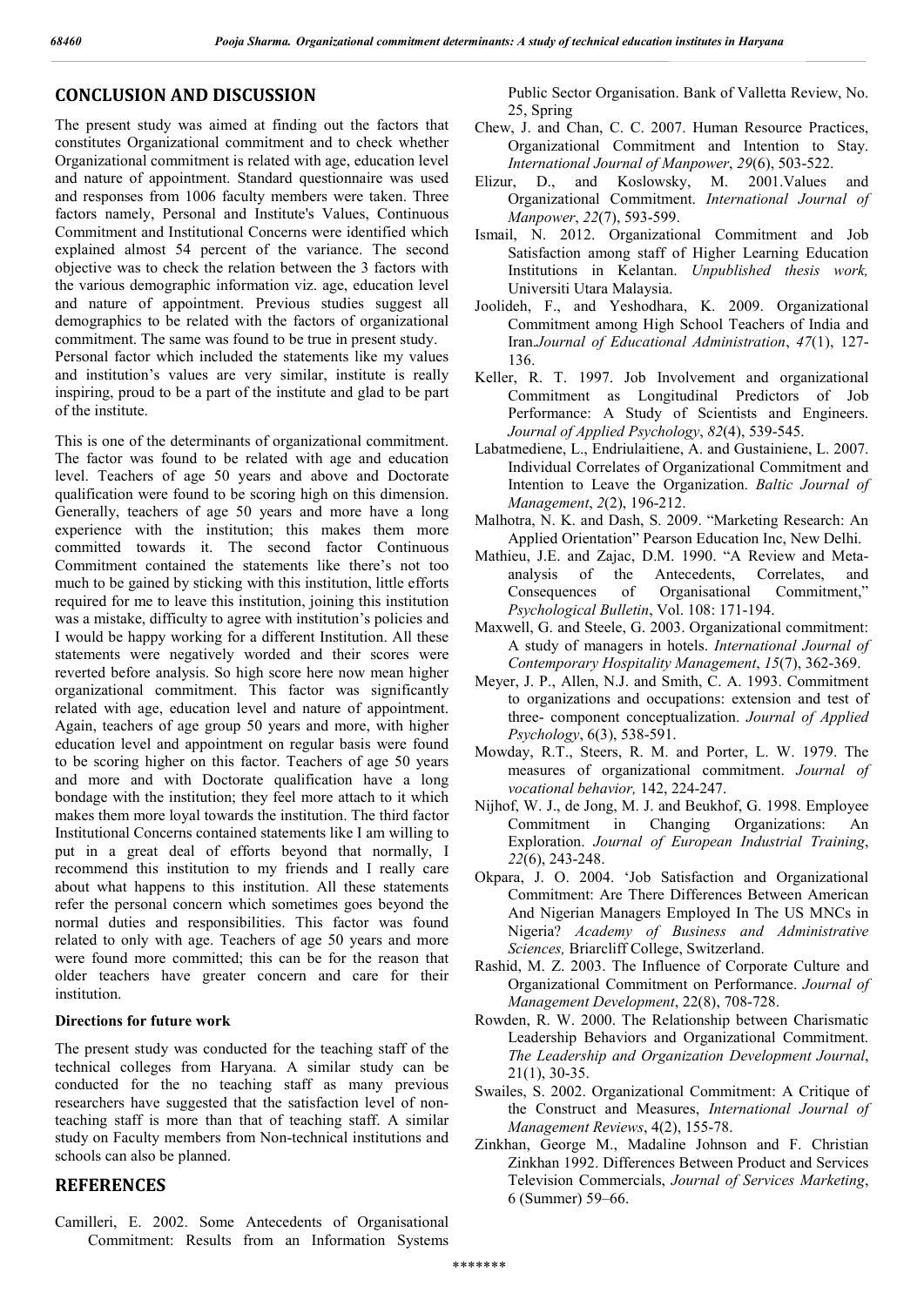## CONCLUSION AND DISCUSSION

The present study was aimed at finding out the factors that constitutes Organizational commitment and to check whether Organizational commitment is related with age, education level and nature of appointment. Standard questionnaire was used and responses from 1006 faculty members were taken. Three factors namely, Personal and Institute's Values, Continuous Commitment and Institutional Concerns were identified which explained almost 54 percent of the variance. The second objective was to check the relation between the 3 factors with the various demographic information viz. age, education level and nature of appointment. Previous studies suggest all demographics to be related with the factors of organizational commitment. The same was found to be true in present study.
Personal factor which included the statements like my values and institution's values are very similar, institute is really inspiring, proud to be a part of the institute and glad to be part of the institute.

This is one of the determinants of organizational commitment. The factor was found to be related with age and education level. Teachers of age 50 years and above and Doctorate qualification were found to be scoring high on this dimension. Generally, teachers of age 50 years and more have a long experience with the institution; this makes them more committed towards it. The second factor Continuous Commitment contained the statements like there's not too much to be gained by sticking with this institution, little efforts required for me to leave this institution, joining this institution was a mistake, difficulty to agree with institution's policies and I would be happy working for a different Institution. All these statements were negatively worded and their scores were reverted before analysis. So high score here now mean higher organizational commitment. This factor was significantly related with age, education level and nature of appointment. Again, teachers of age group 50 years and more, with higher education level and appointment on regular basis were found to be scoring higher on this factor. Teachers of age 50 years and more and with Doctorate qualification have a long bondage with the institution; they feel more attach to it which makes them more loyal towards the institution. The third factor Institutional Concerns contained statements like I am willing to put in a great deal of efforts beyond that normally, I recommend this institution to my friends and I really care about what happens to this institution. All these statements refer the personal concern which sometimes goes beyond the normal duties and responsibilities. This factor was found related to only with age. Teachers of age 50 years and more were found more committed; this can be for the reason that older teachers have greater concern and care for their institution.

### Directions for future work

The present study was conducted for the teaching staff of the technical colleges from Haryana. A similar study can be conducted for the no teaching staff as many previous researchers have suggested that the satisfaction level of non-teaching staff is more than that of teaching staff. A similar study on Faculty members from Non-technical institutions and schools can also be planned.

## REFERENCES

Camilleri, E. 2002. Some Antecedents of Organisational Commitment: Results from an Information Systems Public Sector Organisation. Bank of Valletta Review, No. 25, Spring

Chew, J. and Chan, C. C. 2007. Human Resource Practices, Organizational Commitment and Intention to Stay. *International Journal of Manpower*, *29*(6), 503-522.

Elizur, D., and Koslowsky, M. 2001.Values and Organizational Commitment. *International Journal of Manpower*, *22*(7), 593-599.

Ismail, N. 2012. Organizational Commitment and Job Satisfaction among staff of Higher Learning Education Institutions in Kelantan. *Unpublished thesis work,* Universiti Utara Malaysia.

Joolideh, F., and Yeshodhara, K. 2009. Organizational Commitment among High School Teachers of India and Iran.*Journal of Educational Administration*, *47*(1), 127-136.

Keller, R. T. 1997. Job Involvement and organizational Commitment as Longitudinal Predictors of Job Performance: A Study of Scientists and Engineers. *Journal of Applied Psychology*, *82*(4), 539-545.

Labatmediene, L., Endriulaitiene, A. and Gustainiene, L. 2007. Individual Correlates of Organizational Commitment and Intention to Leave the Organization. *Baltic Journal of Management*, *2*(2), 196-212.

Malhotra, N. K. and Dash, S. 2009. "Marketing Research: An Applied Orientation" Pearson Education Inc, New Delhi.

Mathieu, J.E. and Zajac, D.M. 1990. "A Review and Meta-analysis of the Antecedents, Correlates, and Consequences of Organisational Commitment," *Psychological Bulletin*, Vol. 108: 171-194.

Maxwell, G. and Steele, G. 2003. Organizational commitment: A study of managers in hotels. *International Journal of Contemporary Hospitality Management*, *15*(7), 362-369.

Meyer, J. P., Allen, N.J. and Smith, C. A. 1993. Commitment to organizations and occupations: extension and test of three- component conceptualization. *Journal of Applied Psychology*, 6(3), 538-591.

Mowday, R.T., Steers, R. M. and Porter, L. W. 1979. The measures of organizational commitment. *Journal of vocational behavior,* 142, 224-247.

Nijhof, W. J., de Jong, M. J. and Beukhof, G. 1998. Employee Commitment in Changing Organizations: An Exploration. *Journal of European Industrial Training*, *22*(6), 243-248.

Okpara, J. O. 2004. 'Job Satisfaction and Organizational Commitment: Are There Differences Between American And Nigerian Managers Employed In The US MNCs in Nigeria? *Academy of Business and Administrative Sciences,* Briarcliff College, Switzerland.

Rashid, M. Z. 2003. The Influence of Corporate Culture and Organizational Commitment on Performance. *Journal of Management Development*, 22(8), 708-728.

Rowden, R. W. 2000. The Relationship between Charismatic Leadership Behaviors and Organizational Commitment. *The Leadership and Organization Development Journal*, 21(1), 30-35.

Swailes, S. 2002. Organizational Commitment: A Critique of the Construct and Measures, *International Journal of Management Reviews*, 4(2), 155-78.

Zinkhan, George M., Madaline Johnson and F. Christian Zinkhan 1992. Differences Between Product and Services Television Commercials, *Journal of Services Marketing*, 6 (Summer) 59–66.

\*\*\*\*\*\*\*